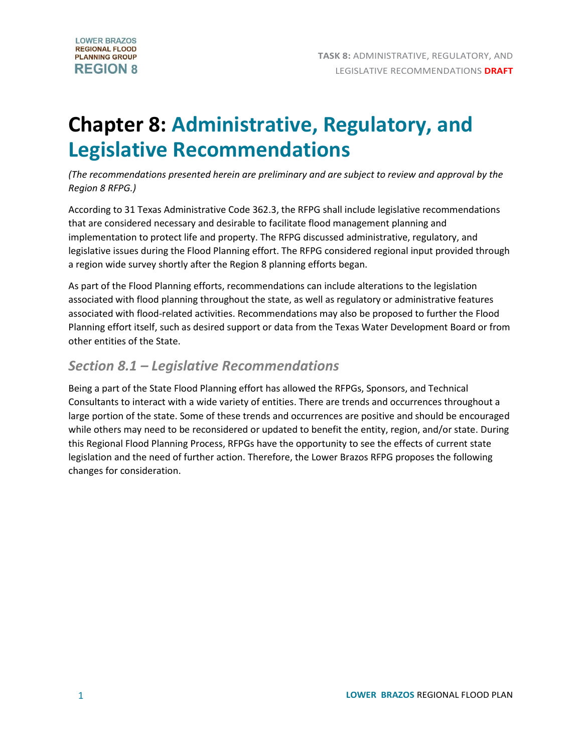# Chapter 8: Administrative, Regulatory, and Legislative Recommendations

*(The recommendations presented herein are preliminary and are subject to review and approval by the Region 8 RFPG.)*

According to 31 Texas Administrative Code 362.3, the RFPG shall include legislative recommendations that are considered necessary and desirable to facilitate flood management planning and implementation to protect life and property. The RFPG discussed administrative, regulatory, and legislative issues during the Flood Planning effort. The RFPG considered regional input provided through a region wide survey shortly after the Region 8 planning efforts began.

As part of the Flood Planning efforts, recommendations can include alterations to the legislation associated with flood planning throughout the state, as well as regulatory or administrative features associated with flood-related activities. Recommendations may also be proposed to further the Flood Planning effort itself, such as desired support or data from the Texas Water Development Board or from other entities of the State.

## *Section 8.1 – Legislative Recommendations*

Being a part of the State Flood Planning effort has allowed the RFPGs, Sponsors, and Technical Consultants to interact with a wide variety of entities. There are trends and occurrences throughout a large portion of the state. Some of these trends and occurrences are positive and should be encouraged while others may need to be reconsidered or updated to benefit the entity, region, and/or state. During this Regional Flood Planning Process, RFPGs have the opportunity to see the effects of current state legislation and the need of further action. Therefore, the Lower Brazos RFPG proposes the following changes for consideration.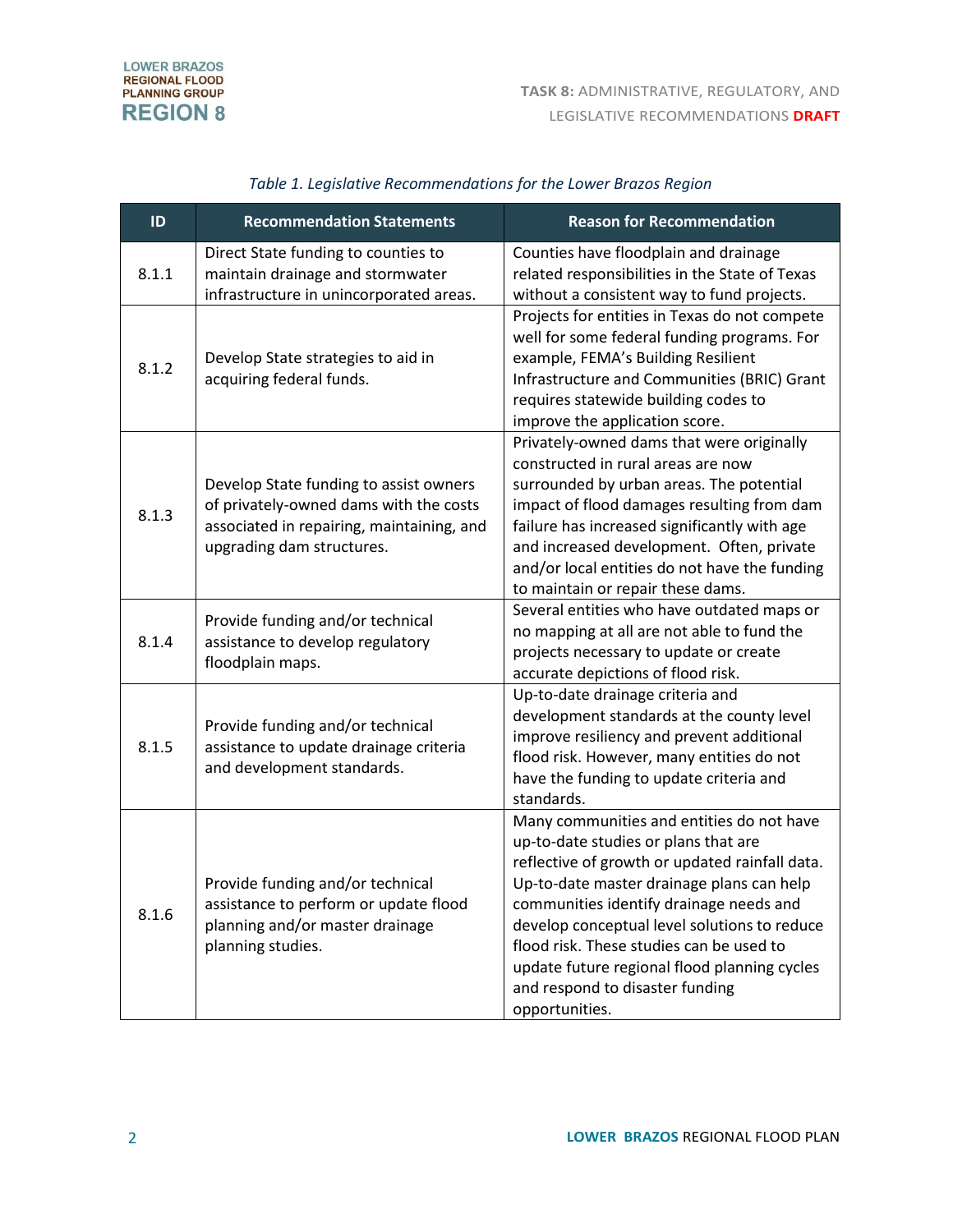*Table 1. Legislative Recommendations for the Lower Brazos Region*

| ID | Recommendation Statements | Reason for Recommendation |
|---|---|---|
| 8.1.1 | Direct State funding to counties to maintain drainage and stormwater infrastructure in unincorporated areas. | Counties have floodplain and drainage related responsibilities in the State of Texas without a consistent way to fund projects. |
| 8.1.2 | Develop State strategies to aid in acquiring federal funds. | Projects for entities in Texas do not compete well for some federal funding programs. For example, FEMA's Building Resilient Infrastructure and Communities (BRIC) Grant requires statewide building codes to improve the application score. |
| 8.1.3 | Develop State funding to assist owners of privately-owned dams with the costs associated in repairing, maintaining, and upgrading dam structures. | Privately-owned dams that were originally constructed in rural areas are now surrounded by urban areas. The potential impact of flood damages resulting from dam failure has increased significantly with age and increased development. Often, private and/or local entities do not have the funding to maintain or repair these dams. |
| 8.1.4 | Provide funding and/or technical assistance to develop regulatory floodplain maps. | Several entities who have outdated maps or no mapping at all are not able to fund the projects necessary to update or create accurate depictions of flood risk. |
| 8.1.5 | Provide funding and/or technical assistance to update drainage criteria and development standards. | Up-to-date drainage criteria and development standards at the county level improve resiliency and prevent additional flood risk. However, many entities do not have the funding to update criteria and standards. |
| 8.1.6 | Provide funding and/or technical assistance to perform or update flood planning and/or master drainage planning studies. | Many communities and entities do not have up-to-date studies or plans that are reflective of growth or updated rainfall data. Up-to-date master drainage plans can help communities identify drainage needs and develop conceptual level solutions to reduce flood risk. These studies can be used to update future regional flood planning cycles and respond to disaster funding opportunities. |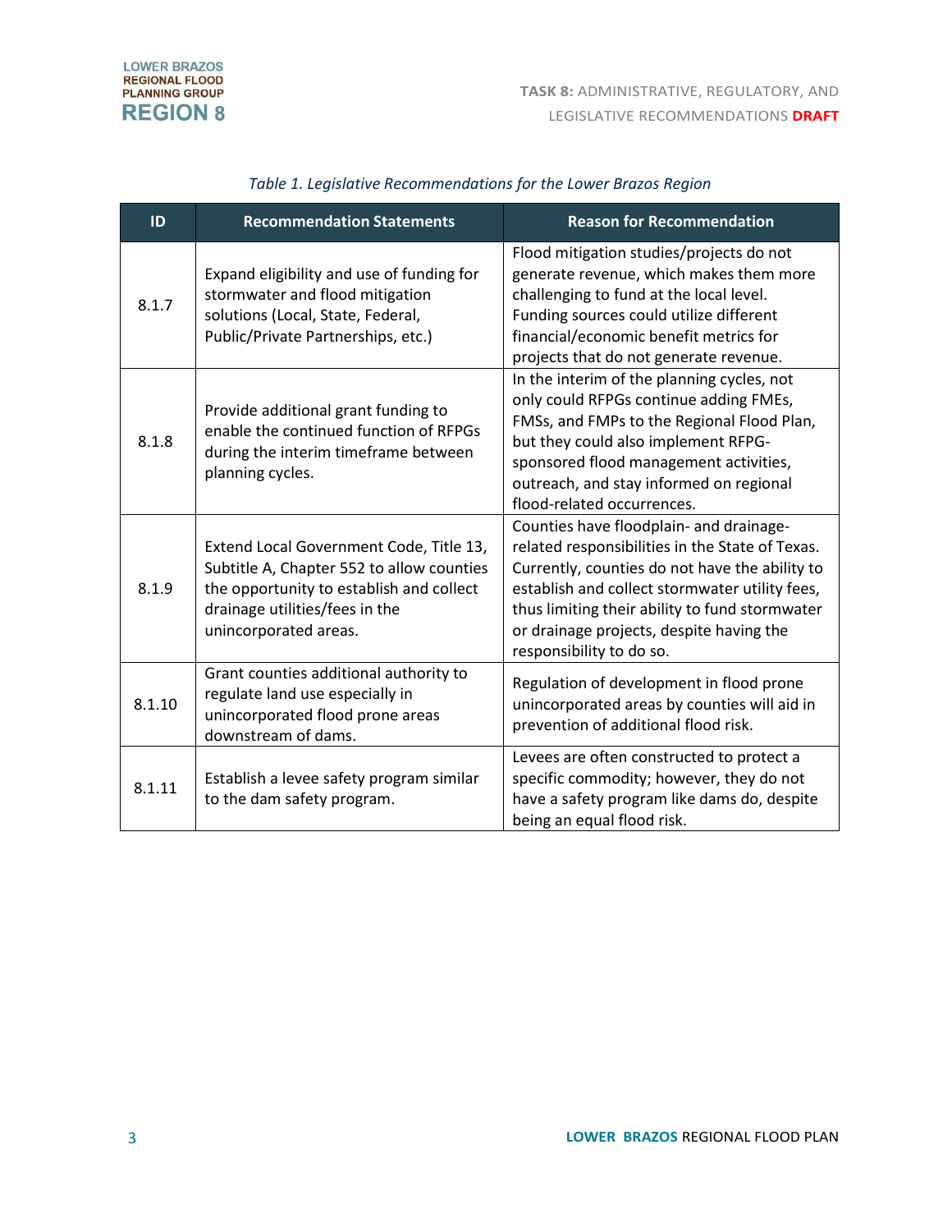*Table 1. Legislative Recommendations for the Lower Brazos Region*

| ID | Recommendation Statements | Reason for Recommendation |
|---|---|---|
| 8.1.7 | Expand eligibility and use of funding for stormwater and flood mitigation solutions (Local, State, Federal, Public/Private Partnerships, etc.) | Flood mitigation studies/projects do not generate revenue, which makes them more challenging to fund at the local level. Funding sources could utilize different financial/economic benefit metrics for projects that do not generate revenue. |
| 8.1.8 | Provide additional grant funding to enable the continued function of RFPGs during the interim timeframe between planning cycles. | In the interim of the planning cycles, not only could RFPGs continue adding FMEs, FMSs, and FMPs to the Regional Flood Plan, but they could also implement RFPG-sponsored flood management activities, outreach, and stay informed on regional flood-related occurrences. |
| 8.1.9 | Extend Local Government Code, Title 13, Subtitle A, Chapter 552 to allow counties the opportunity to establish and collect drainage utilities/fees in the unincorporated areas. | Counties have floodplain- and drainage-related responsibilities in the State of Texas. Currently, counties do not have the ability to establish and collect stormwater utility fees, thus limiting their ability to fund stormwater or drainage projects, despite having the responsibility to do so. |
| 8.1.10 | Grant counties additional authority to regulate land use especially in unincorporated flood prone areas downstream of dams. | Regulation of development in flood prone unincorporated areas by counties will aid in prevention of additional flood risk. |
| 8.1.11 | Establish a levee safety program similar to the dam safety program. | Levees are often constructed to protect a specific commodity; however, they do not have a safety program like dams do, despite being an equal flood risk. |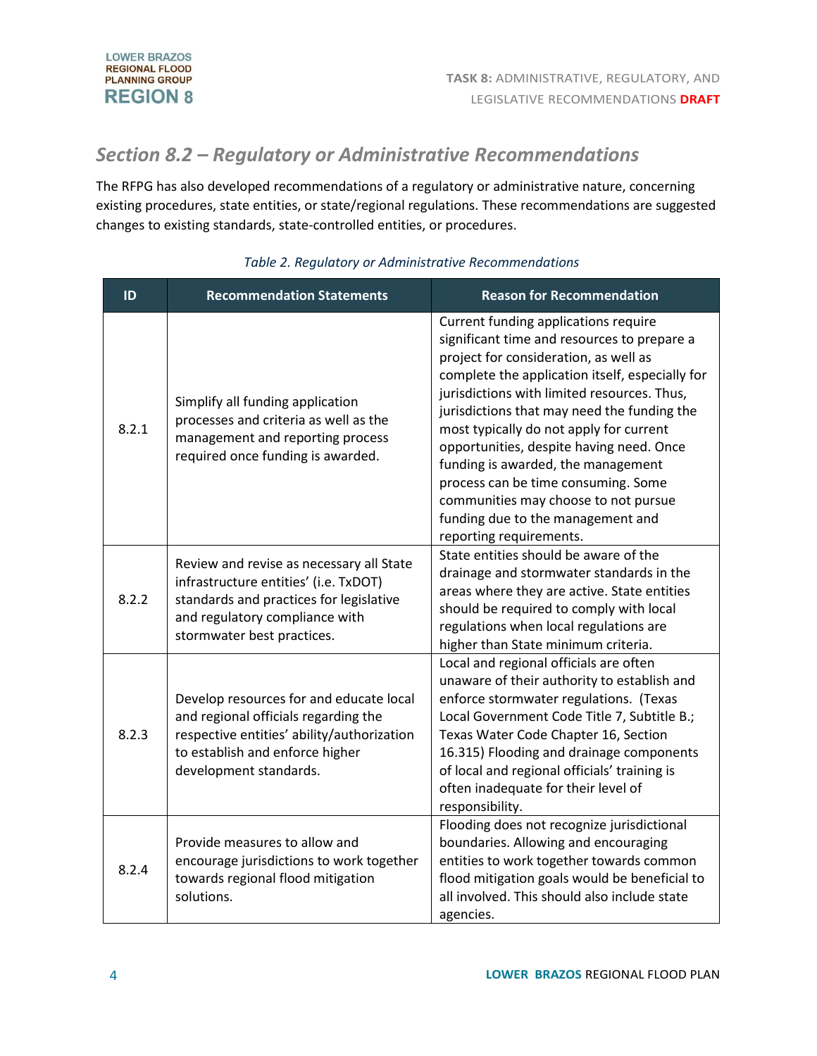## Section 8.2 – Regulatory or Administrative Recommendations

The RFPG has also developed recommendations of a regulatory or administrative nature, concerning existing procedures, state entities, or state/regional regulations. These recommendations are suggested changes to existing standards, state-controlled entities, or procedures.

*Table 2. Regulatory or Administrative Recommendations*

| ID | Recommendation Statements | Reason for Recommendation |
|---|---|---|
| 8.2.1 | Simplify all funding application processes and criteria as well as the management and reporting process required once funding is awarded. | Current funding applications require significant time and resources to prepare a project for consideration, as well as complete the application itself, especially for jurisdictions with limited resources. Thus, jurisdictions that may need the funding the most typically do not apply for current opportunities, despite having need. Once funding is awarded, the management process can be time consuming. Some communities may choose to not pursue funding due to the management and reporting requirements. |
| 8.2.2 | Review and revise as necessary all State infrastructure entities' (i.e. TxDOT) standards and practices for legislative and regulatory compliance with stormwater best practices. | State entities should be aware of the drainage and stormwater standards in the areas where they are active. State entities should be required to comply with local regulations when local regulations are higher than State minimum criteria. |
| 8.2.3 | Develop resources for and educate local and regional officials regarding the respective entities' ability/authorization to establish and enforce higher development standards. | Local and regional officials are often unaware of their authority to establish and enforce stormwater regulations. (Texas Local Government Code Title 7, Subtitle B.; Texas Water Code Chapter 16, Section 16.315) Flooding and drainage components of local and regional officials' training is often inadequate for their level of responsibility. |
| 8.2.4 | Provide measures to allow and encourage jurisdictions to work together towards regional flood mitigation solutions. | Flooding does not recognize jurisdictional boundaries. Allowing and encouraging entities to work together towards common flood mitigation goals would be beneficial to all involved. This should also include state agencies. |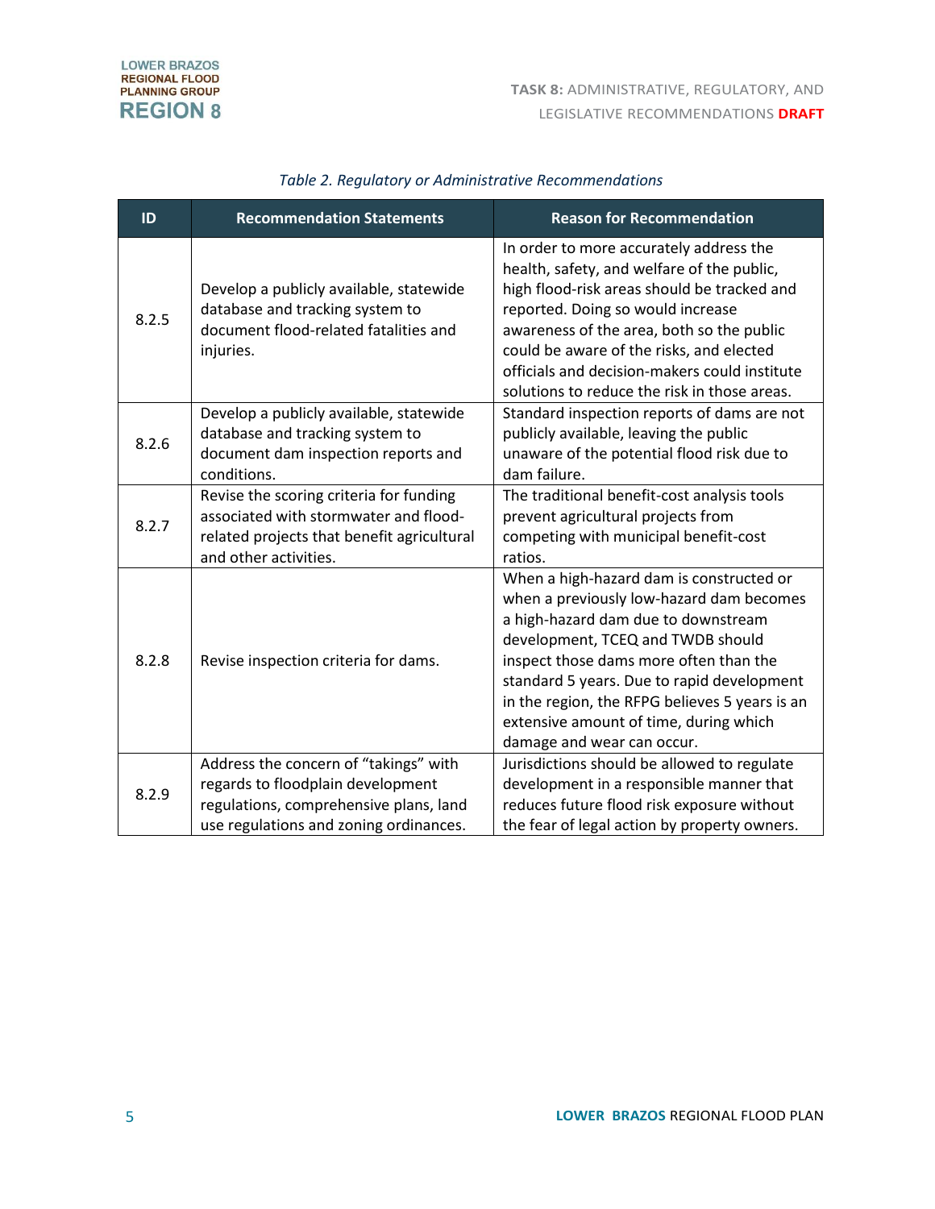*Table 2. Regulatory or Administrative Recommendations*

| ID | Recommendation Statements | Reason for Recommendation |
|---|---|---|
| 8.2.5 | Develop a publicly available, statewide database and tracking system to document flood-related fatalities and injuries. | In order to more accurately address the health, safety, and welfare of the public, high flood-risk areas should be tracked and reported. Doing so would increase awareness of the area, both so the public could be aware of the risks, and elected officials and decision-makers could institute solutions to reduce the risk in those areas. |
| 8.2.6 | Develop a publicly available, statewide database and tracking system to document dam inspection reports and conditions. | Standard inspection reports of dams are not publicly available, leaving the public unaware of the potential flood risk due to dam failure. |
| 8.2.7 | Revise the scoring criteria for funding associated with stormwater and flood-related projects that benefit agricultural and other activities. | The traditional benefit-cost analysis tools prevent agricultural projects from competing with municipal benefit-cost ratios. |
| 8.2.8 | Revise inspection criteria for dams. | When a high-hazard dam is constructed or when a previously low-hazard dam becomes a high-hazard dam due to downstream development, TCEQ and TWDB should inspect those dams more often than the standard 5 years. Due to rapid development in the region, the RFPG believes 5 years is an extensive amount of time, during which damage and wear can occur. |
| 8.2.9 | Address the concern of "takings" with regards to floodplain development regulations, comprehensive plans, land use regulations and zoning ordinances. | Jurisdictions should be allowed to regulate development in a responsible manner that reduces future flood risk exposure without the fear of legal action by property owners. |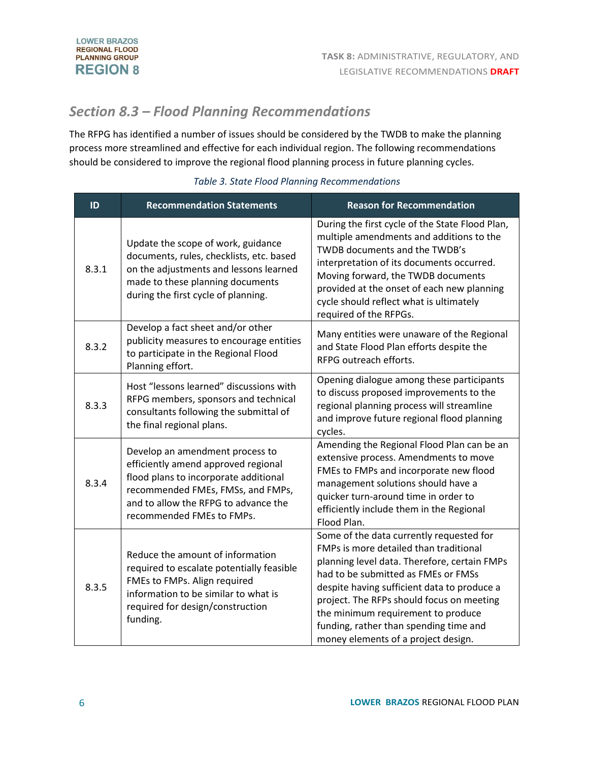## Section 8.3 – Flood Planning Recommendations

The RFPG has identified a number of issues should be considered by the TWDB to make the planning process more streamlined and effective for each individual region. The following recommendations should be considered to improve the regional flood planning process in future planning cycles.

*Table 3. State Flood Planning Recommendations*

| ID | Recommendation Statements | Reason for Recommendation |
|---|---|---|
| 8.3.1 | Update the scope of work, guidance documents, rules, checklists, etc. based on the adjustments and lessons learned made to these planning documents during the first cycle of planning. | During the first cycle of the State Flood Plan, multiple amendments and additions to the TWDB documents and the TWDB's interpretation of its documents occurred. Moving forward, the TWDB documents provided at the onset of each new planning cycle should reflect what is ultimately required of the RFPGs. |
| 8.3.2 | Develop a fact sheet and/or other publicity measures to encourage entities to participate in the Regional Flood Planning effort. | Many entities were unaware of the Regional and State Flood Plan efforts despite the RFPG outreach efforts. |
| 8.3.3 | Host "lessons learned" discussions with RFPG members, sponsors and technical consultants following the submittal of the final regional plans. | Opening dialogue among these participants to discuss proposed improvements to the regional planning process will streamline and improve future regional flood planning cycles. |
| 8.3.4 | Develop an amendment process to efficiently amend approved regional flood plans to incorporate additional recommended FMEs, FMSs, and FMPs, and to allow the RFPG to advance the recommended FMEs to FMPs. | Amending the Regional Flood Plan can be an extensive process. Amendments to move FMEs to FMPs and incorporate new flood management solutions should have a quicker turn-around time in order to efficiently include them in the Regional Flood Plan. |
| 8.3.5 | Reduce the amount of information required to escalate potentially feasible FMEs to FMPs. Align required information to be similar to what is required for design/construction funding. | Some of the data currently requested for FMPs is more detailed than traditional planning level data. Therefore, certain FMPs had to be submitted as FMEs or FMSs despite having sufficient data to produce a project. The RFPs should focus on meeting the minimum requirement to produce funding, rather than spending time and money elements of a project design. |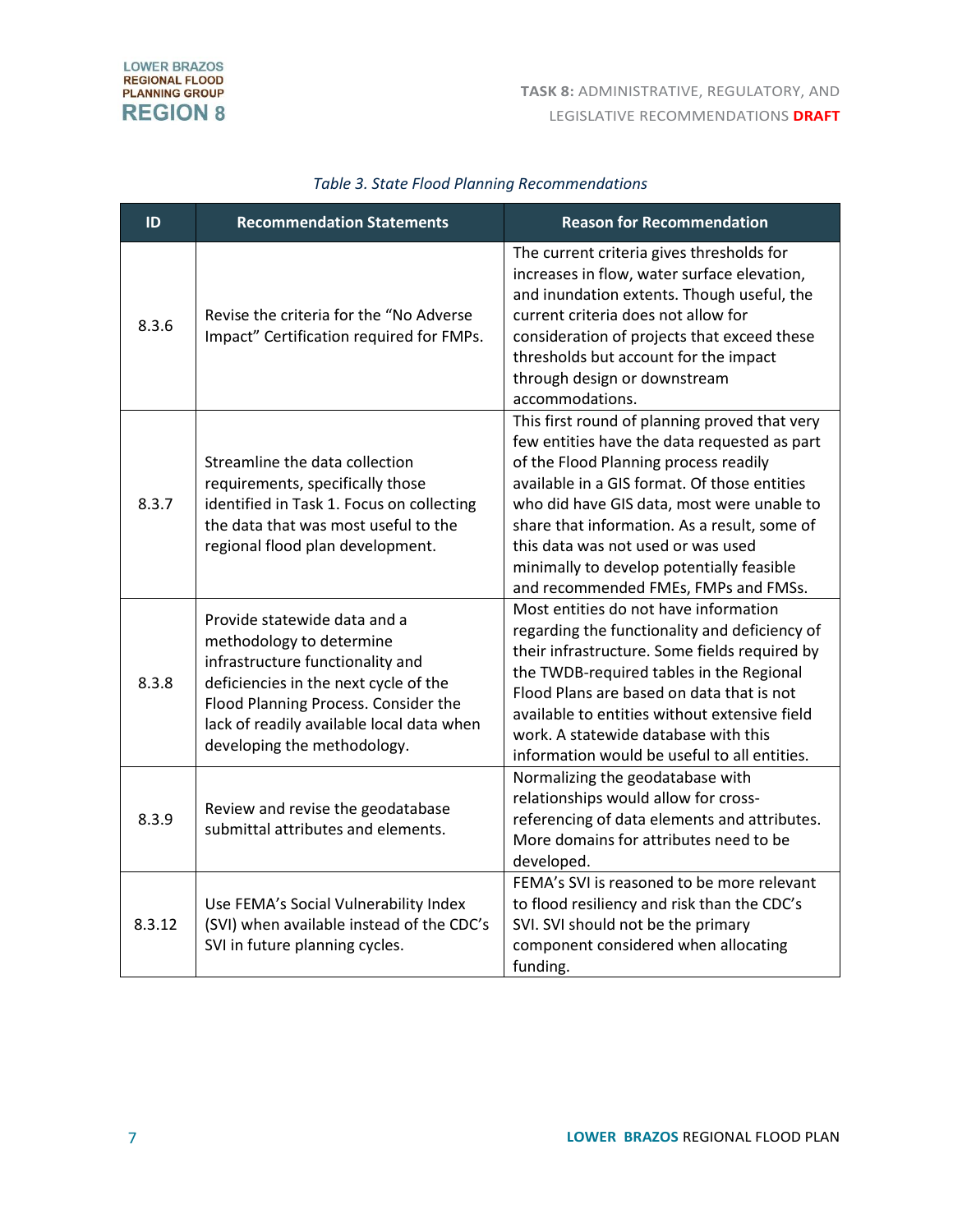*Table 3. State Flood Planning Recommendations*

| ID | Recommendation Statements | Reason for Recommendation |
|---|---|---|
| 8.3.6 | Revise the criteria for the "No Adverse Impact" Certification required for FMPs. | The current criteria gives thresholds for increases in flow, water surface elevation, and inundation extents. Though useful, the current criteria does not allow for consideration of projects that exceed these thresholds but account for the impact through design or downstream accommodations. |
| 8.3.7 | Streamline the data collection requirements, specifically those identified in Task 1. Focus on collecting the data that was most useful to the regional flood plan development. | This first round of planning proved that very few entities have the data requested as part of the Flood Planning process readily available in a GIS format. Of those entities who did have GIS data, most were unable to share that information. As a result, some of this data was not used or was used minimally to develop potentially feasible and recommended FMEs, FMPs and FMSs. |
| 8.3.8 | Provide statewide data and a methodology to determine infrastructure functionality and deficiencies in the next cycle of the Flood Planning Process. Consider the lack of readily available local data when developing the methodology. | Most entities do not have information regarding the functionality and deficiency of their infrastructure. Some fields required by the TWDB-required tables in the Regional Flood Plans are based on data that is not available to entities without extensive field work. A statewide database with this information would be useful to all entities. |
| 8.3.9 | Review and revise the geodatabase submittal attributes and elements. | Normalizing the geodatabase with relationships would allow for cross-referencing of data elements and attributes. More domains for attributes need to be developed. |
| 8.3.12 | Use FEMA's Social Vulnerability Index (SVI) when available instead of the CDC's SVI in future planning cycles. | FEMA's SVI is reasoned to be more relevant to flood resiliency and risk than the CDC's SVI. SVI should not be the primary component considered when allocating funding. |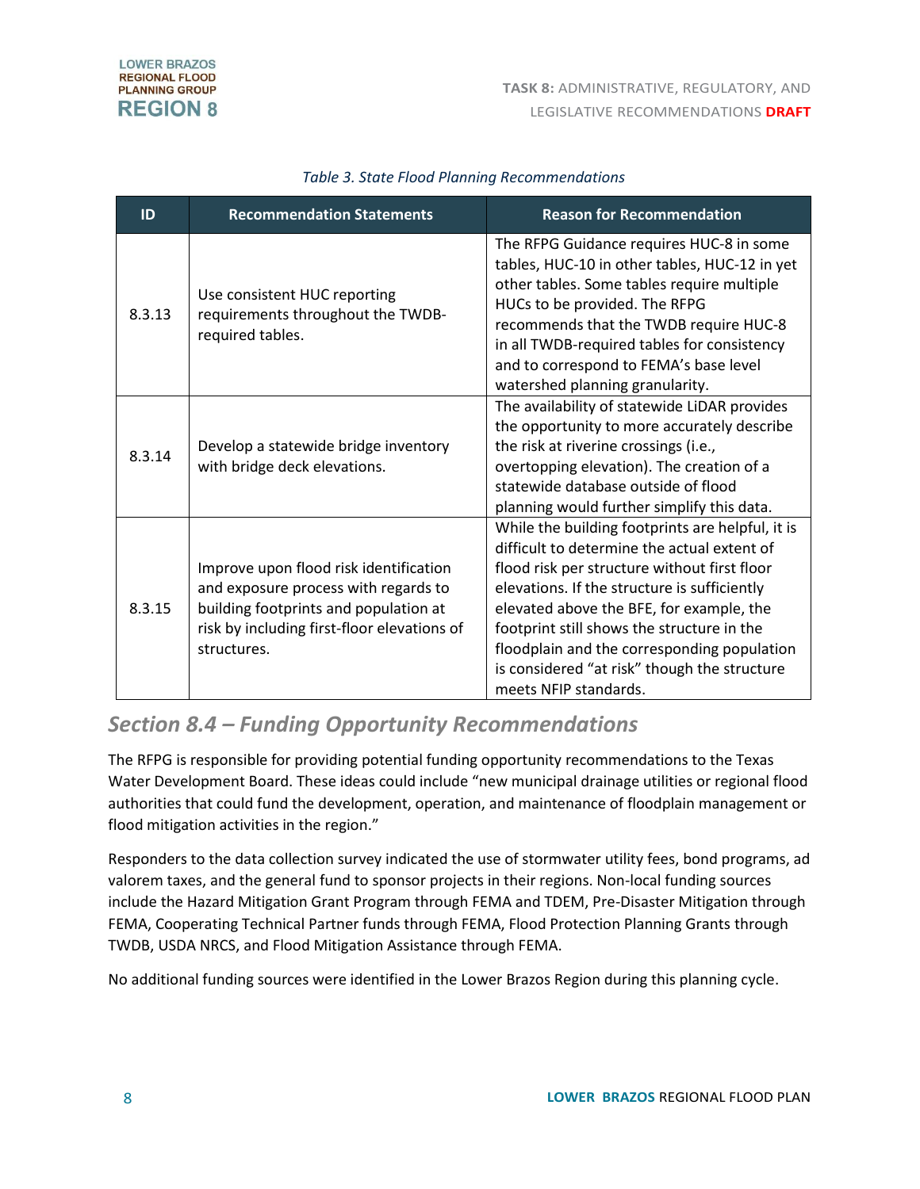*Table 3. State Flood Planning Recommendations*

| ID | Recommendation Statements | Reason for Recommendation |
|---|---|---|
| 8.3.13 | Use consistent HUC reporting requirements throughout the TWDB-required tables. | The RFPG Guidance requires HUC-8 in some tables, HUC-10 in other tables, HUC-12 in yet other tables. Some tables require multiple HUCs to be provided. The RFPG recommends that the TWDB require HUC-8 in all TWDB-required tables for consistency and to correspond to FEMA's base level watershed planning granularity. |
| 8.3.14 | Develop a statewide bridge inventory with bridge deck elevations. | The availability of statewide LiDAR provides the opportunity to more accurately describe the risk at riverine crossings (i.e., overtopping elevation). The creation of a statewide database outside of flood planning would further simplify this data. |
| 8.3.15 | Improve upon flood risk identification and exposure process with regards to building footprints and population at risk by including first-floor elevations of structures. | While the building footprints are helpful, it is difficult to determine the actual extent of flood risk per structure without first floor elevations. If the structure is sufficiently elevated above the BFE, for example, the footprint still shows the structure in the floodplain and the corresponding population is considered "at risk" though the structure meets NFIP standards. |

## *Section 8.4 – Funding Opportunity Recommendations*

The RFPG is responsible for providing potential funding opportunity recommendations to the Texas Water Development Board. These ideas could include "new municipal drainage utilities or regional flood authorities that could fund the development, operation, and maintenance of floodplain management or flood mitigation activities in the region."

Responders to the data collection survey indicated the use of stormwater utility fees, bond programs, ad valorem taxes, and the general fund to sponsor projects in their regions. Non-local funding sources include the Hazard Mitigation Grant Program through FEMA and TDEM, Pre-Disaster Mitigation through FEMA, Cooperating Technical Partner funds through FEMA, Flood Protection Planning Grants through TWDB, USDA NRCS, and Flood Mitigation Assistance through FEMA.

No additional funding sources were identified in the Lower Brazos Region during this planning cycle.